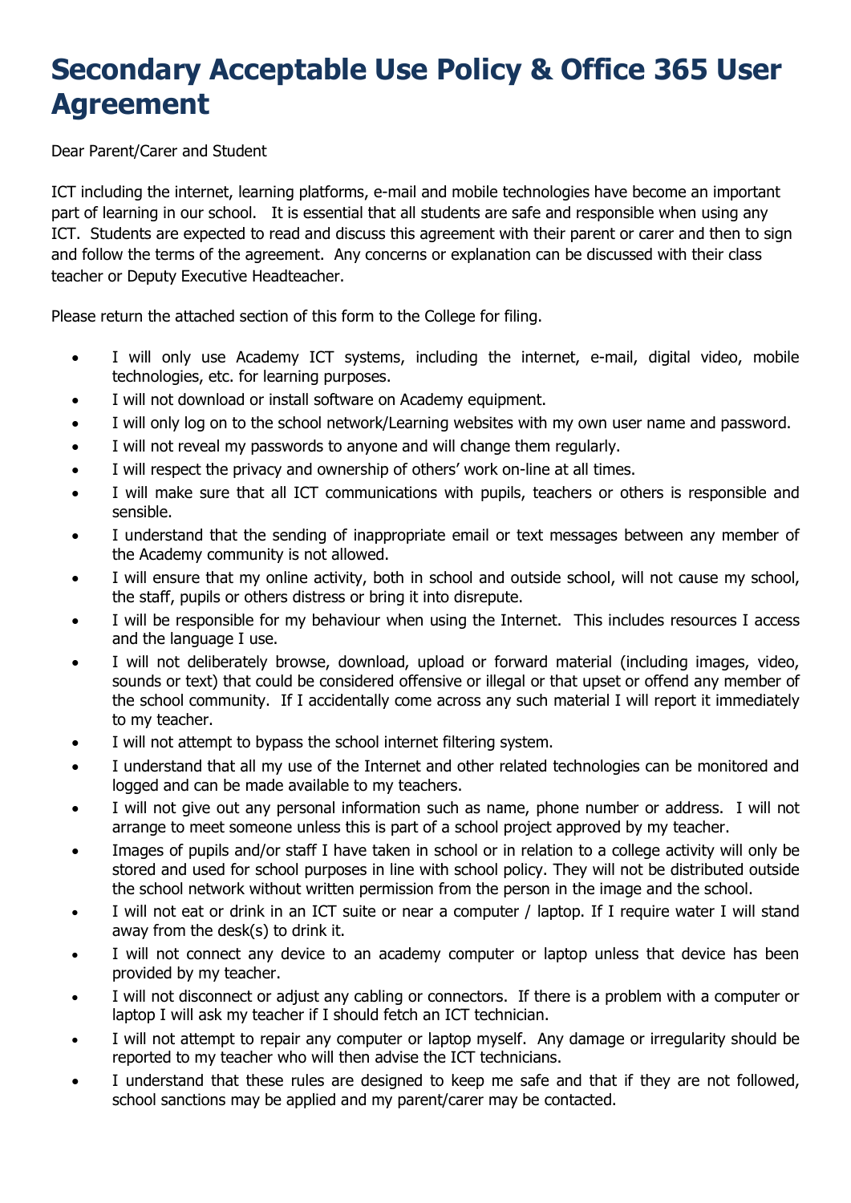# Secondary Acceptable Use Policy & Office 365 User Agreement

Dear Parent/Carer and Student

ICT including the internet, learning platforms, e-mail and mobile technologies have become an important part of learning in our school. It is essential that all students are safe and responsible when using any ICT. Students are expected to read and discuss this agreement with their parent or carer and then to sign and follow the terms of the agreement. Any concerns or explanation can be discussed with their class teacher or Deputy Executive Headteacher.

Please return the attached section of this form to the College for filing.

- I will only use Academy ICT systems, including the internet, e-mail, digital video, mobile technologies, etc. for learning purposes.
- I will not download or install software on Academy equipment.
- I will only log on to the school network/Learning websites with my own user name and password.
- I will not reveal my passwords to anyone and will change them regularly.
- I will respect the privacy and ownership of others' work on-line at all times.
- I will make sure that all ICT communications with pupils, teachers or others is responsible and sensible.
- I understand that the sending of inappropriate email or text messages between any member of the Academy community is not allowed.
- I will ensure that my online activity, both in school and outside school, will not cause my school, the staff, pupils or others distress or bring it into disrepute.
- I will be responsible for my behaviour when using the Internet. This includes resources I access and the language I use.
- I will not deliberately browse, download, upload or forward material (including images, video, sounds or text) that could be considered offensive or illegal or that upset or offend any member of the school community. If I accidentally come across any such material I will report it immediately to my teacher.
- I will not attempt to bypass the school internet filtering system.
- I understand that all my use of the Internet and other related technologies can be monitored and logged and can be made available to my teachers.
- I will not give out any personal information such as name, phone number or address. I will not arrange to meet someone unless this is part of a school project approved by my teacher.
- Images of pupils and/or staff I have taken in school or in relation to a college activity will only be stored and used for school purposes in line with school policy. They will not be distributed outside the school network without written permission from the person in the image and the school.
- I will not eat or drink in an ICT suite or near a computer / laptop. If I require water I will stand away from the desk(s) to drink it.
- I will not connect any device to an academy computer or laptop unless that device has been provided by my teacher.
- I will not disconnect or adjust any cabling or connectors. If there is a problem with a computer or laptop I will ask my teacher if I should fetch an ICT technician.
- I will not attempt to repair any computer or laptop myself. Any damage or irregularity should be reported to my teacher who will then advise the ICT technicians.
- I understand that these rules are designed to keep me safe and that if they are not followed, school sanctions may be applied and my parent/carer may be contacted.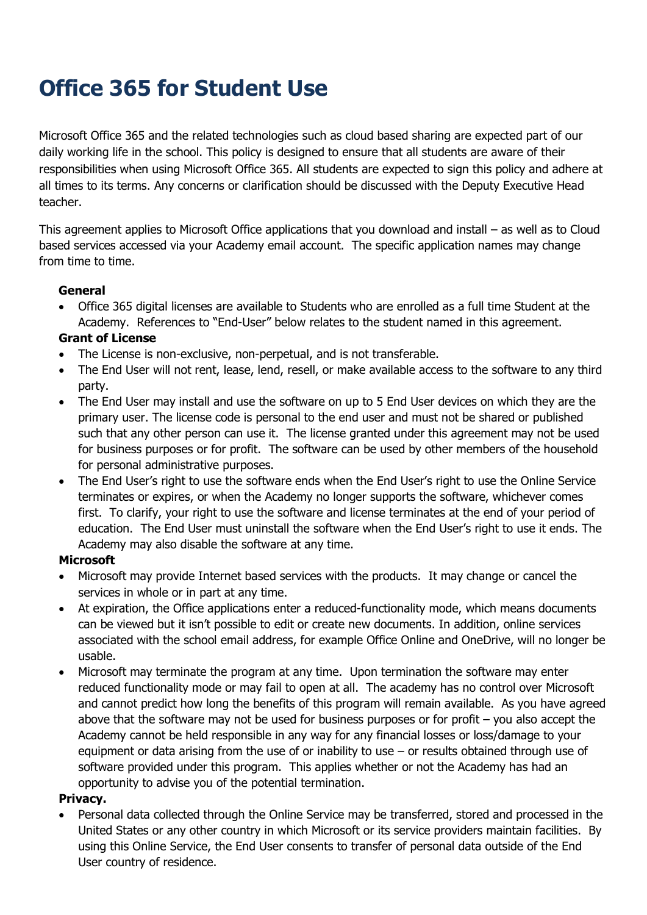# Office 365 for Student Use

Microsoft Office 365 and the related technologies such as cloud based sharing are expected part of our daily working life in the school. This policy is designed to ensure that all students are aware of their responsibilities when using Microsoft Office 365. All students are expected to sign this policy and adhere at all times to its terms. Any concerns or clarification should be discussed with the Deputy Executive Head teacher.

This agreement applies to Microsoft Office applications that you download and install – as well as to Cloud based services accessed via your Academy email account. The specific application names may change from time to time.

**General**

- Office 365 digital licenses are available to Students who are enrolled as a full time Student at the Academy. References to "End-User" below relates to the student named in this agreement.

**Grant of License**

- The License is non-exclusive, non-perpetual, and is not transferable.
- The End User will not rent, lease, lend, resell, or make available access to the software to any third party.
- The End User may install and use the software on up to 5 End User devices on which they are the primary user. The license code is personal to the end user and must not be shared or published such that any other person can use it. The license granted under this agreement may not be used for business purposes or for profit. The software can be used by other members of the household for personal administrative purposes.
- The End User's right to use the software ends when the End User's right to use the Online Service terminates or expires, or when the Academy no longer supports the software, whichever comes first. To clarify, your right to use the software and license terminates at the end of your period of education. The End User must uninstall the software when the End User's right to use it ends. The Academy may also disable the software at any time.

**Microsoft**

- Microsoft may provide Internet based services with the products. It may change or cancel the services in whole or in part at any time.
- At expiration, the Office applications enter a reduced-functionality mode, which means documents can be viewed but it isn't possible to edit or create new documents. In addition, online services associated with the school email address, for example Office Online and OneDrive, will no longer be usable.
- Microsoft may terminate the program at any time. Upon termination the software may enter reduced functionality mode or may fail to open at all. The academy has no control over Microsoft and cannot predict how long the benefits of this program will remain available. As you have agreed above that the software may not be used for business purposes or for profit – you also accept the Academy cannot be held responsible in any way for any financial losses or loss/damage to your equipment or data arising from the use of or inability to use – or results obtained through use of software provided under this program. This applies whether or not the Academy has had an opportunity to advise you of the potential termination.

**Privacy.**

- Personal data collected through the Online Service may be transferred, stored and processed in the United States or any other country in which Microsoft or its service providers maintain facilities. By using this Online Service, the End User consents to transfer of personal data outside of the End User country of residence.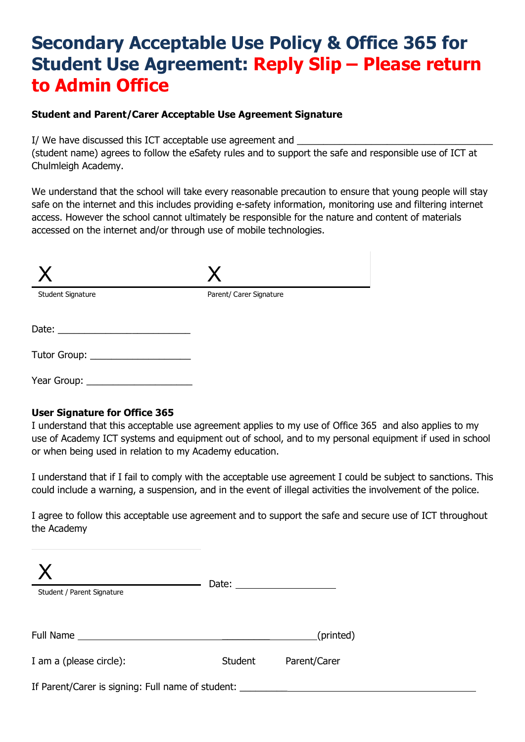# Secondary Acceptable Use Policy & Office 365 for Student Use Agreement: Reply Slip – Please return to Admin Office

**Student and Parent/Carer Acceptable Use Agreement Signature**

I/ We have discussed this ICT acceptable use agreement and ____________________________________ (student name) agrees to follow the eSafety rules and to support the safe and responsible use of ICT at Chulmleigh Academy.

We understand that the school will take every reasonable precaution to ensure that young people will stay safe on the internet and this includes providing e-safety information, monitoring use and filtering internet access. However the school cannot ultimately be responsible for the nature and content of materials accessed on the internet and/or through use of mobile technologies.

X ____________________ X ____________________

Student Signature — Parent/ Carer Signature

Date: ________________________

Tutor Group: __________________

Year Group: ___________________

**User Signature for Office 365**

I understand that this acceptable use agreement applies to my use of Office 365 and also applies to my use of Academy ICT systems and equipment out of school, and to my personal equipment if used in school or when being used in relation to my Academy education.

I understand that if I fail to comply with the acceptable use agreement I could be subject to sanctions. This could include a warning, a suspension, and in the event of illegal activities the involvement of the police.

I agree to follow this acceptable use agreement and to support the safe and secure use of ICT throughout the Academy

X ____________________ Date: __________________

Student / Parent Signature

Full Name ____________________________________________(printed)

I am a (please circle): Student Parent/Carer

If Parent/Carer is signing: Full name of student: ____________________________________________